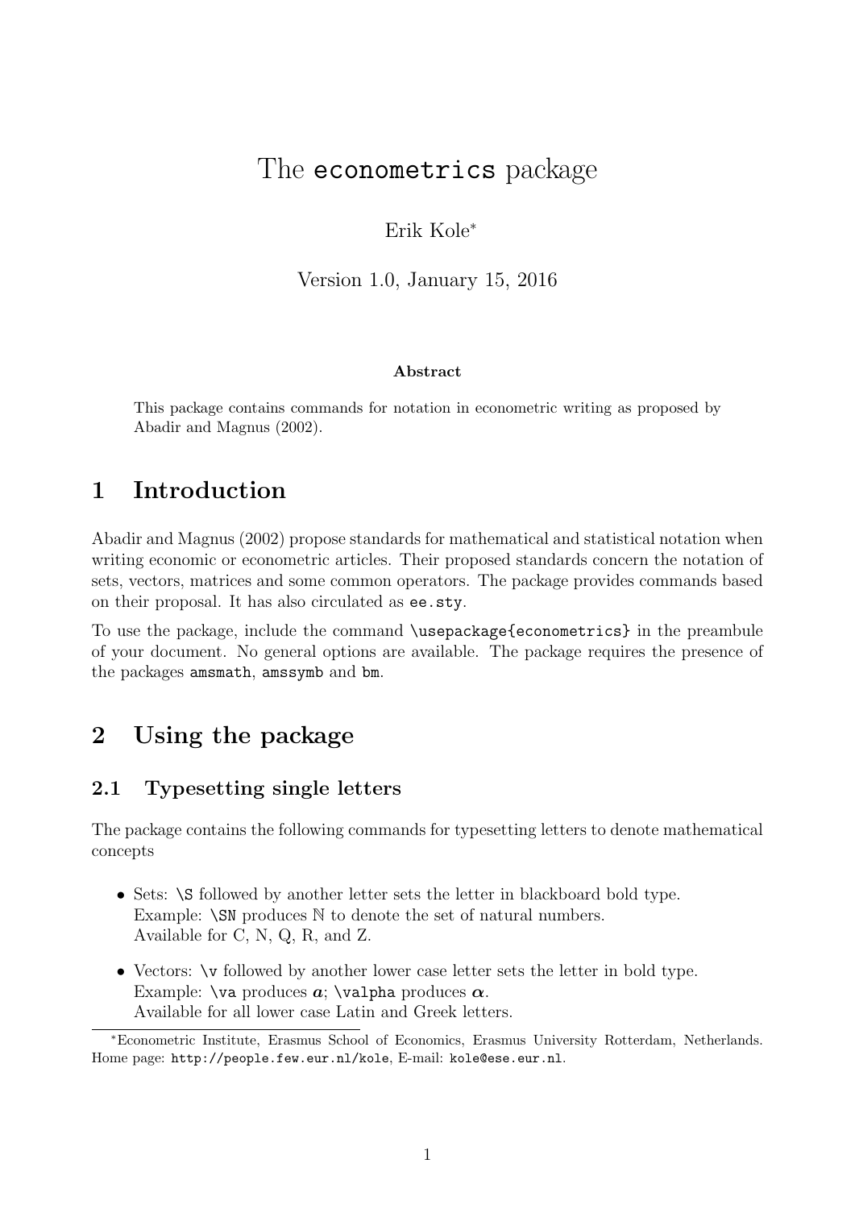# The `econometrics` package

Erik Kole[*]

Version 1.0, January 15, 2016

**Abstract**

This package contains commands for notation in econometric writing as proposed by Abadir and Magnus (2002).

## 1 Introduction

Abadir and Magnus (2002) propose standards for mathematical and statistical notation when writing economic or econometric articles. Their proposed standards concern the notation of sets, vectors, matrices and some common operators. The package provides commands based on their proposal. It has also circulated as `ee.sty`.

To use the package, include the command `\usepackage{econometrics}` in the preambule of your document. No general options are available. The package requires the presence of the packages `amsmath`, `amssymb` and `bm`.

## 2 Using the package

### 2.1 Typesetting single letters

The package contains the following commands for typesetting letters to denote mathematical concepts

- Sets: `\S` followed by another letter sets the letter in blackboard bold type.
  Example: `\SN` produces $\mathbb{N}$ to denote the set of natural numbers.
  Available for C, N, Q, R, and Z.
- Vectors: `\v` followed by another lower case letter sets the letter in bold type.
  Example: `\va` produces $\boldsymbol{a}$; `\valpha` produces $\boldsymbol{\alpha}$.
  Available for all lower case Latin and Greek letters.

[*] Econometric Institute, Erasmus School of Economics, Erasmus University Rotterdam, Netherlands. Home page: `http://people.few.eur.nl/kole`, E-mail: `kole@ese.eur.nl`.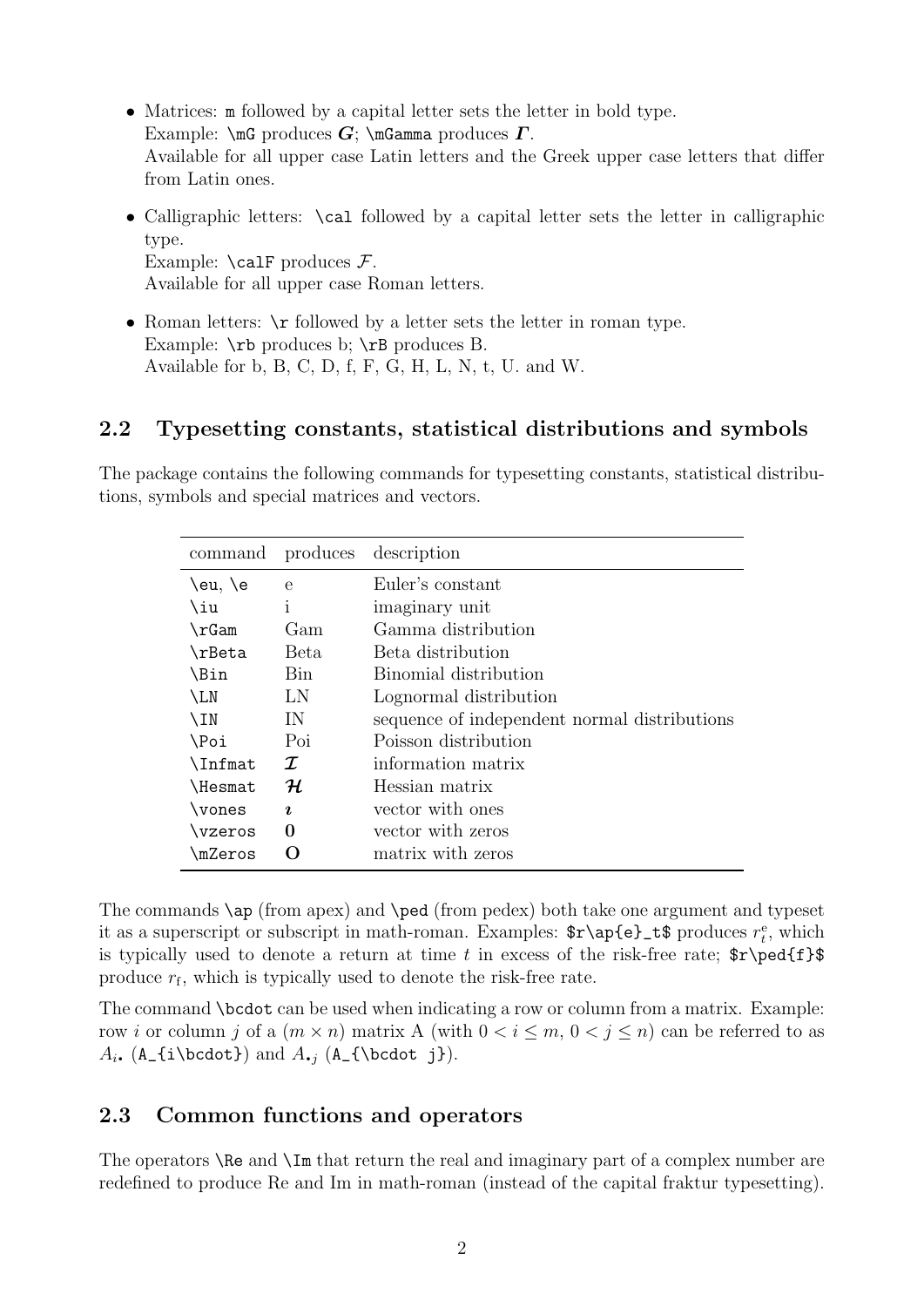- Matrices: `m` followed by a capital letter sets the letter in bold type.
  Example: `\mG` produces $\boldsymbol{G}$; `\mGamma` produces $\boldsymbol{\Gamma}$.
  Available for all upper case Latin letters and the Greek upper case letters that differ from Latin ones.

- Calligraphic letters: `\cal` followed by a capital letter sets the letter in calligraphic type.
  Example: `\calF` produces $\mathcal{F}$.
  Available for all upper case Roman letters.

- Roman letters: `\r` followed by a letter sets the letter in roman type.
  Example: `\rb` produces b; `\rB` produces B.
  Available for b, B, C, D, f, F, G, H, L, N, t, U. and W.

## 2.2 Typesetting constants, statistical distributions and symbols

The package contains the following commands for typesetting constants, statistical distributions, symbols and special matrices and vectors.

| command | produces | description |
|---|---|---|
| `\eu`, `\e` | e | Euler's constant |
| `\iu` | i | imaginary unit |
| `\rGam` | Gam | Gamma distribution |
| `\rBeta` | Beta | Beta distribution |
| `\Bin` | Bin | Binomial distribution |
| `\LN` | LN | Lognormal distribution |
| `\IN` | IN | sequence of independent normal distributions |
| `\Poi` | Poi | Poisson distribution |
| `\Infmat` | $\boldsymbol{\mathcal{I}}$ | information matrix |
| `\Hesmat` | $\boldsymbol{\mathcal{H}}$ | Hessian matrix |
| `\vones` | $\boldsymbol{\imath}$ | vector with ones |
| `\vzeros` | $\mathbf{0}$ | vector with zeros |
| `\mZeros` | $\mathbf{O}$ | matrix with zeros |

The commands `\ap` (from apex) and `\ped` (from pedex) both take one argument and typeset it as a superscript or subscript in math-roman. Examples: `$r\ap{e}_t$` produces $r^{\mathrm{e}}_t$, which is typically used to denote a return at time $t$ in excess of the risk-free rate; `$r\ped{f}$` produce $r_{\mathrm{f}}$, which is typically used to denote the risk-free rate.

The command `\bcdot` can be used when indicating a row or column from a matrix. Example: row $i$ or column $j$ of a $(m \times n)$ matrix A (with $0 < i \leq m$, $0 < j \leq n$) can be referred to as $A_{i\bullet}$ (`A_{i\bcdot}`) and $A_{\bullet j}$ (`A_{\bcdot j}`).

## 2.3 Common functions and operators

The operators `\Re` and `\Im` that return the real and imaginary part of a complex number are redefined to produce Re and Im in math-roman (instead of the capital fraktur typesetting).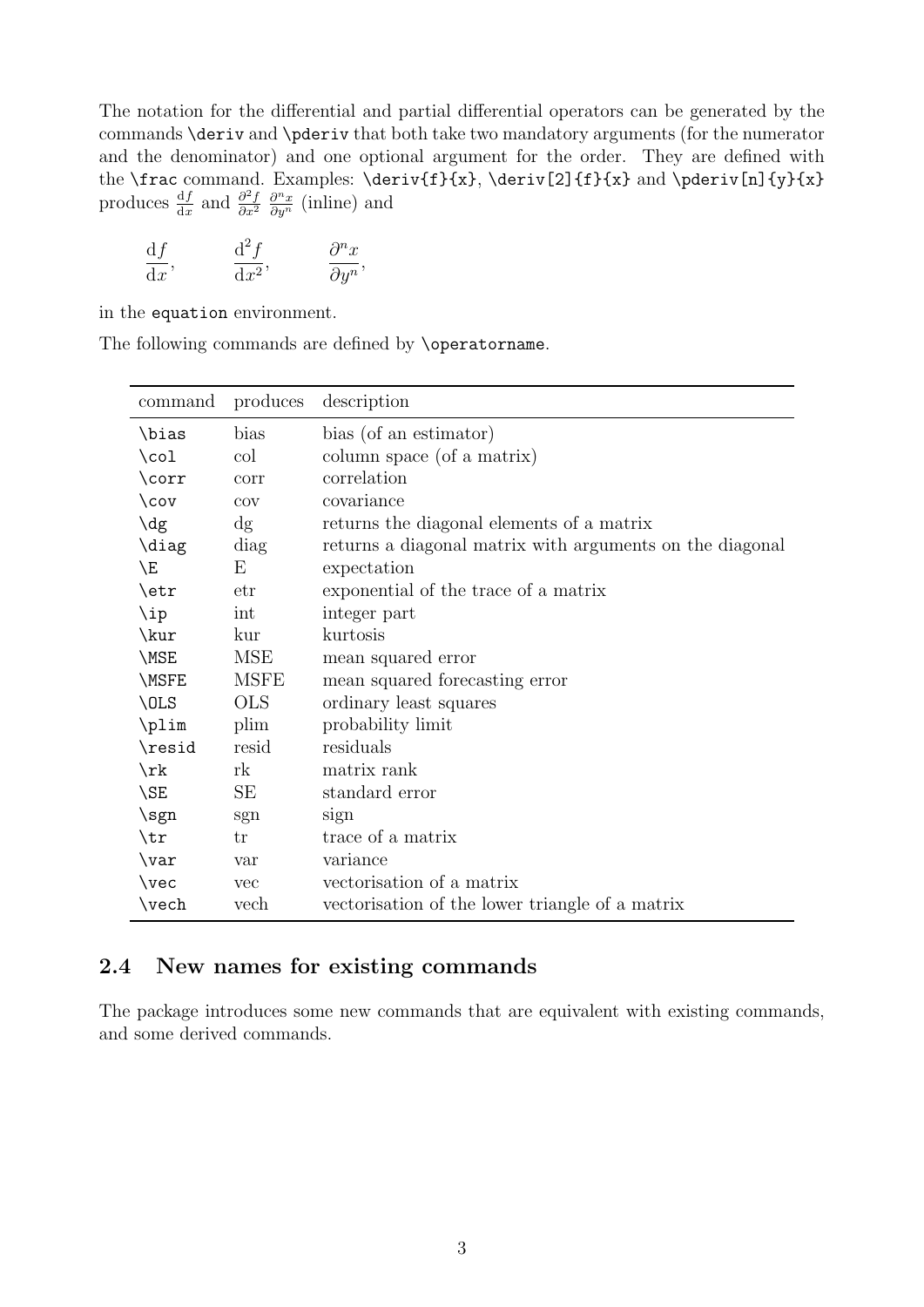The notation for the differential and partial differential operators can be generated by the commands `\deriv` and `\pderiv` that both take two mandatory arguments (for the numerator and the denominator) and one optional argument for the order. They are defined with the `\frac` command. Examples: `\deriv{f}{x}`, `\deriv[2]{f}{x}` and `\pderiv[n]{y}{x}` produces $\frac{\mathrm{d}f}{\mathrm{d}x}$ and $\frac{\partial^2 f}{\partial x^2}$ $\frac{\partial^n x}{\partial y^n}$ (inline) and

$$\frac{\mathrm{d}f}{\mathrm{d}x}, \qquad \frac{\mathrm{d}^2 f}{\mathrm{d}x^2}, \qquad \frac{\partial^n x}{\partial y^n},$$

in the `equation` environment.

The following commands are defined by `\operatorname`.

| command | produces | description |
|---|---|---|
| `\bias` | bias | bias (of an estimator) |
| `\col` | col | column space (of a matrix) |
| `\corr` | corr | correlation |
| `\cov` | cov | covariance |
| `\dg` | dg | returns the diagonal elements of a matrix |
| `\diag` | diag | returns a diagonal matrix with arguments on the diagonal |
| `\E` | E | expectation |
| `\etr` | etr | exponential of the trace of a matrix |
| `\ip` | int | integer part |
| `\kur` | kur | kurtosis |
| `\MSE` | MSE | mean squared error |
| `\MSFE` | MSFE | mean squared forecasting error |
| `\OLS` | OLS | ordinary least squares |
| `\plim` | plim | probability limit |
| `\resid` | resid | residuals |
| `\rk` | rk | matrix rank |
| `\SE` | SE | standard error |
| `\sgn` | sgn | sign |
| `\tr` | tr | trace of a matrix |
| `\var` | var | variance |
| `\vec` | vec | vectorisation of a matrix |
| `\vech` | vech | vectorisation of the lower triangle of a matrix |

## 2.4 New names for existing commands

The package introduces some new commands that are equivalent with existing commands, and some derived commands.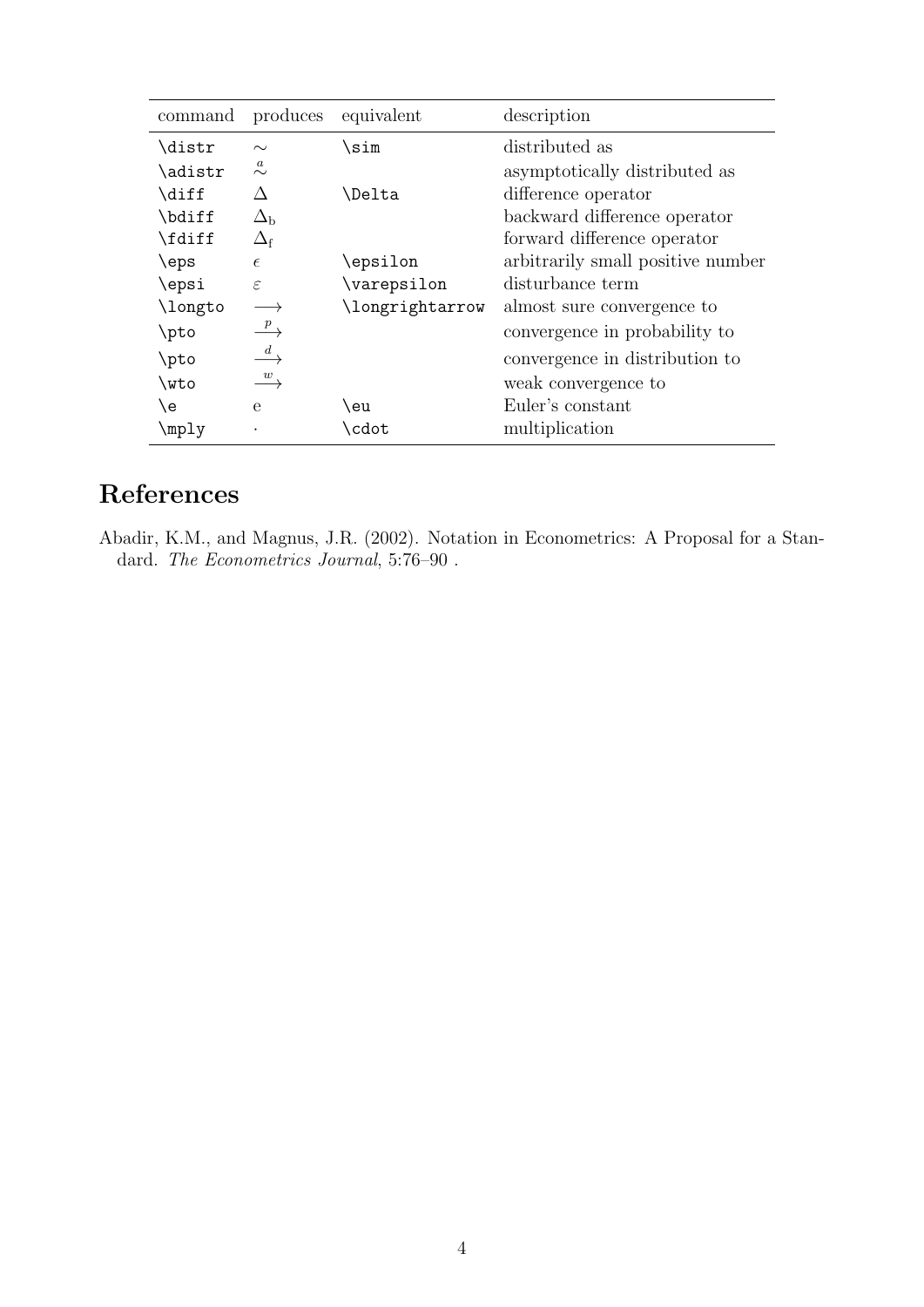| command | produces | equivalent | description |
|---|---|---|---|
| `\distr` | $\sim$ | `\sim` | distributed as |
| `\adistr` | $\stackrel{a}{\sim}$ | | asymptotically distributed as |
| `\diff` | $\Delta$ | `\Delta` | difference operator |
| `\bdiff` | $\Delta_{\mathrm{b}}$ | | backward difference operator |
| `\fdiff` | $\Delta_{\mathrm{f}}$ | | forward difference operator |
| `\eps` | $\epsilon$ | `\epsilon` | arbitrarily small positive number |
| `\epsi` | $\varepsilon$ | `\varepsilon` | disturbance term |
| `\longto` | $\longrightarrow$ | `\longrightarrow` | almost sure convergence to |
| `\pto` | $\xrightarrow{p}$ | | convergence in probability to |
| `\pto` | $\xrightarrow{d}$ | | convergence in distribution to |
| `\wto` | $\xrightarrow{w}$ | | weak convergence to |
| `\e` | $\mathrm{e}$ | `\eu` | Euler's constant |
| `\mply` | $\cdot$ | `\cdot` | multiplication |

## References

Abadir, K.M., and Magnus, J.R. (2002). Notation in Econometrics: A Proposal for a Standard. *The Econometrics Journal*, 5:76–90 .